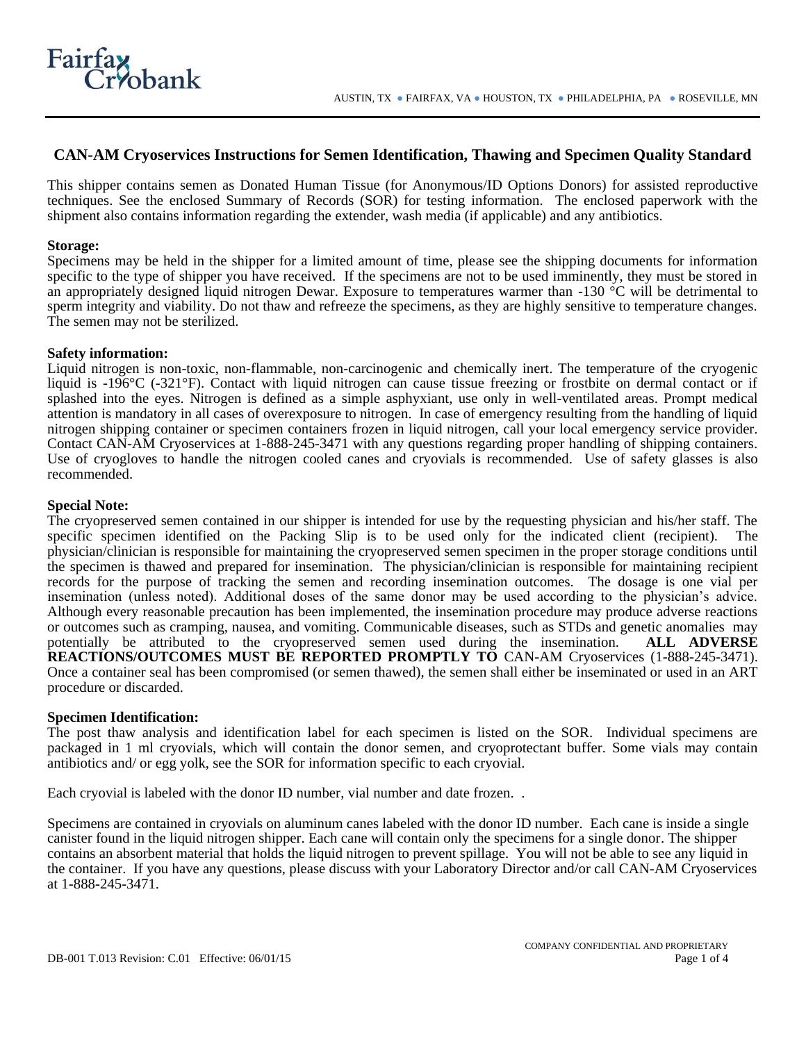Fairfax Cryobank

AUSTIN, TX ● FAIRFAX, VA ● HOUSTON, TX ● PHILADELPHIA, PA ● ROSEVILLE, MN

## CAN-AM Cryoservices Instructions for Semen Identification, Thawing and Specimen Quality Standard

This shipper contains semen as Donated Human Tissue (for Anonymous/ID Options Donors) for assisted reproductive techniques. See the enclosed Summary of Records (SOR) for testing information. The enclosed paperwork with the shipment also contains information regarding the extender, wash media (if applicable) and any antibiotics.

**Storage:**
Specimens may be held in the shipper for a limited amount of time, please see the shipping documents for information specific to the type of shipper you have received. If the specimens are not to be used imminently, they must be stored in an appropriately designed liquid nitrogen Dewar. Exposure to temperatures warmer than -130 °C will be detrimental to sperm integrity and viability. Do not thaw and refreeze the specimens, as they are highly sensitive to temperature changes. The semen may not be sterilized.

**Safety information:**
Liquid nitrogen is non-toxic, non-flammable, non-carcinogenic and chemically inert. The temperature of the cryogenic liquid is -196°C (-321°F). Contact with liquid nitrogen can cause tissue freezing or frostbite on dermal contact or if splashed into the eyes. Nitrogen is defined as a simple asphyxiant, use only in well-ventilated areas. Prompt medical attention is mandatory in all cases of overexposure to nitrogen. In case of emergency resulting from the handling of liquid nitrogen shipping container or specimen containers frozen in liquid nitrogen, call your local emergency service provider. Contact CAN-AM Cryoservices at 1-888-245-3471 with any questions regarding proper handling of shipping containers. Use of cryogloves to handle the nitrogen cooled canes and cryovials is recommended. Use of safety glasses is also recommended.

**Special Note:**
The cryopreserved semen contained in our shipper is intended for use by the requesting physician and his/her staff. The specific specimen identified on the Packing Slip is to be used only for the indicated client (recipient). The physician/clinician is responsible for maintaining the cryopreserved semen specimen in the proper storage conditions until the specimen is thawed and prepared for insemination. The physician/clinician is responsible for maintaining recipient records for the purpose of tracking the semen and recording insemination outcomes. The dosage is one vial per insemination (unless noted). Additional doses of the same donor may be used according to the physician's advice. Although every reasonable precaution has been implemented, the insemination procedure may produce adverse reactions or outcomes such as cramping, nausea, and vomiting. Communicable diseases, such as STDs and genetic anomalies may potentially be attributed to the cryopreserved semen used during the insemination. **ALL ADVERSE REACTIONS/OUTCOMES MUST BE REPORTED PROMPTLY TO** CAN-AM Cryoservices (1-888-245-3471). Once a container seal has been compromised (or semen thawed), the semen shall either be inseminated or used in an ART procedure or discarded.

**Specimen Identification:**
The post thaw analysis and identification label for each specimen is listed on the SOR. Individual specimens are packaged in 1 ml cryovials, which will contain the donor semen, and cryoprotectant buffer. Some vials may contain antibiotics and/ or egg yolk, see the SOR for information specific to each cryovial.

Each cryovial is labeled with the donor ID number, vial number and date frozen. .

Specimens are contained in cryovials on aluminum canes labeled with the donor ID number. Each cane is inside a single canister found in the liquid nitrogen shipper. Each cane will contain only the specimens for a single donor. The shipper contains an absorbent material that holds the liquid nitrogen to prevent spillage. You will not be able to see any liquid in the container. If you have any questions, please discuss with your Laboratory Director and/or call CAN-AM Cryoservices at 1-888-245-3471.

COMPANY CONFIDENTIAL AND PROPRIETARY

DB-001 T.013 Revision: C.01 Effective: 06/01/15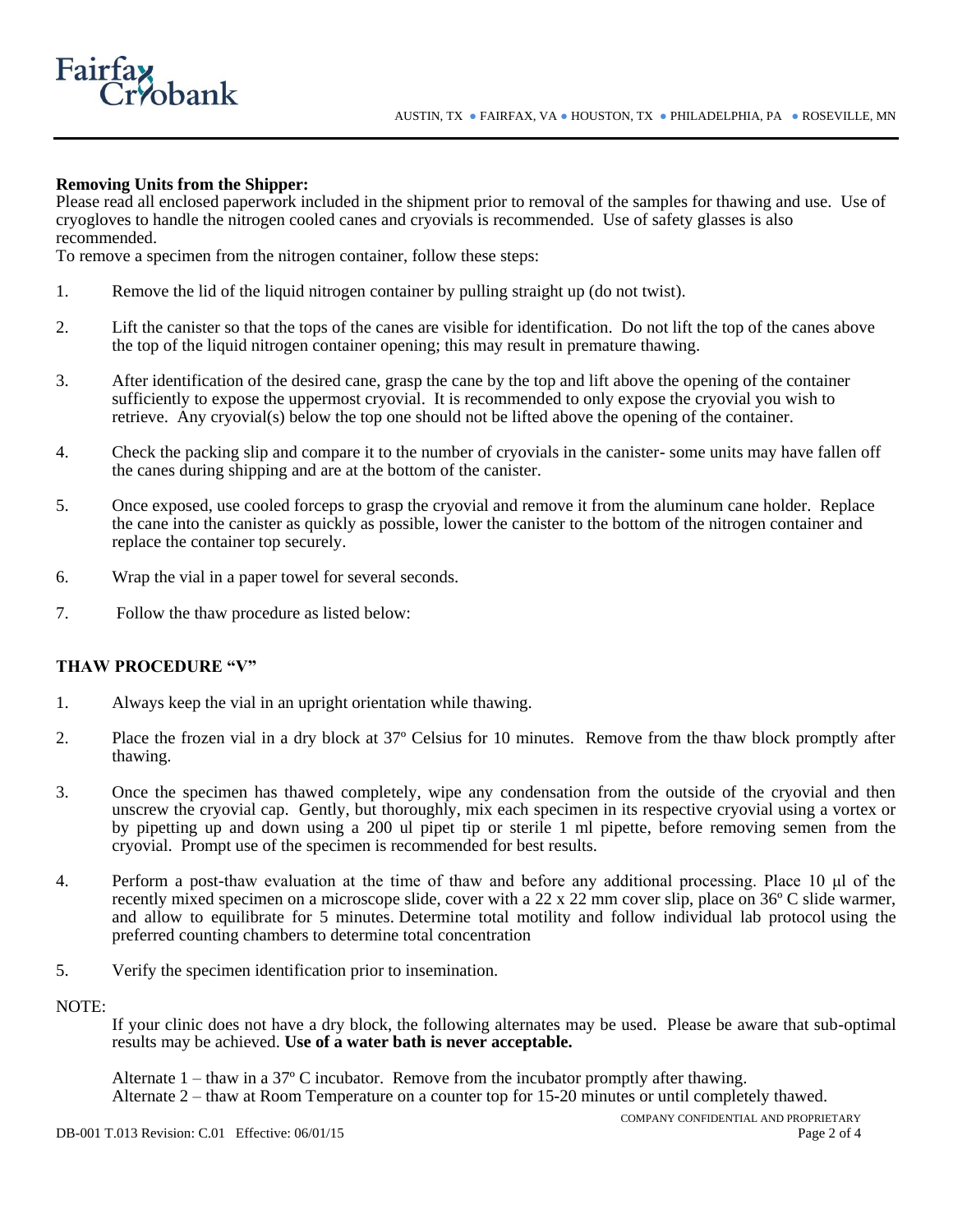**Removing Units from the Shipper:**

Please read all enclosed paperwork included in the shipment prior to removal of the samples for thawing and use. Use of cryogloves to handle the nitrogen cooled canes and cryovials is recommended. Use of safety glasses is also recommended.

To remove a specimen from the nitrogen container, follow these steps:

1. Remove the lid of the liquid nitrogen container by pulling straight up (do not twist).
2. Lift the canister so that the tops of the canes are visible for identification. Do not lift the top of the canes above the top of the liquid nitrogen container opening; this may result in premature thawing.
3. After identification of the desired cane, grasp the cane by the top and lift above the opening of the container sufficiently to expose the uppermost cryovial. It is recommended to only expose the cryovial you wish to retrieve. Any cryovial(s) below the top one should not be lifted above the opening of the container.
4. Check the packing slip and compare it to the number of cryovials in the canister- some units may have fallen off the canes during shipping and are at the bottom of the canister.
5. Once exposed, use cooled forceps to grasp the cryovial and remove it from the aluminum cane holder. Replace the cane into the canister as quickly as possible, lower the canister to the bottom of the nitrogen container and replace the container top securely.
6. Wrap the vial in a paper towel for several seconds.
7. Follow the thaw procedure as listed below:

**THAW PROCEDURE "V"**

1. Always keep the vial in an upright orientation while thawing.
2. Place the frozen vial in a dry block at 37º Celsius for 10 minutes. Remove from the thaw block promptly after thawing.
3. Once the specimen has thawed completely, wipe any condensation from the outside of the cryovial and then unscrew the cryovial cap. Gently, but thoroughly, mix each specimen in its respective cryovial using a vortex or by pipetting up and down using a 200 ul pipet tip or sterile 1 ml pipette, before removing semen from the cryovial. Prompt use of the specimen is recommended for best results.
4. Perform a post-thaw evaluation at the time of thaw and before any additional processing. Place 10 μl of the recently mixed specimen on a microscope slide, cover with a 22 x 22 mm cover slip, place on 36º C slide warmer, and allow to equilibrate for 5 minutes. Determine total motility and follow individual lab protocol using the preferred counting chambers to determine total concentration
5. Verify the specimen identification prior to insemination.

NOTE:

If your clinic does not have a dry block, the following alternates may be used. Please be aware that sub-optimal results may be achieved. **Use of a water bath is never acceptable.**

Alternate 1 – thaw in a 37º C incubator. Remove from the incubator promptly after thawing.
Alternate 2 – thaw at Room Temperature on a counter top for 15-20 minutes or until completely thawed.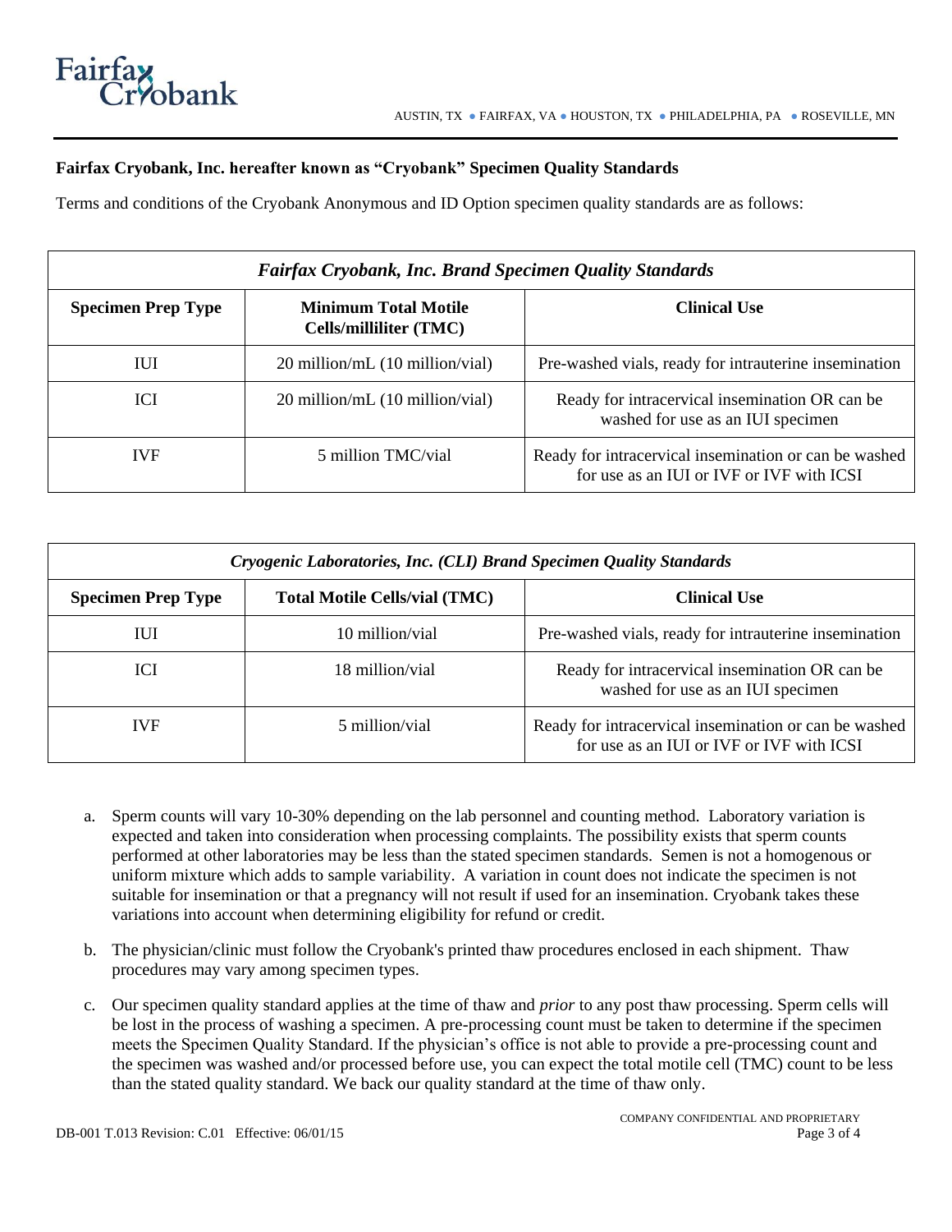**Fairfax Cryobank, Inc. hereafter known as "Cryobank" Specimen Quality Standards**

Terms and conditions of the Cryobank Anonymous and ID Option specimen quality standards are as follows:

| *Fairfax Cryobank, Inc. Brand Specimen Quality Standards* | | |
|---|---|---|
| **Specimen Prep Type** | **Minimum Total Motile Cells/milliliter (TMC)** | **Clinical Use** |
| IUI | 20 million/mL (10 million/vial) | Pre-washed vials, ready for intrauterine insemination |
| ICI | 20 million/mL (10 million/vial) | Ready for intracervical insemination OR can be washed for use as an IUI specimen |
| IVF | 5 million TMC/vial | Ready for intracervical insemination or can be washed for use as an IUI or IVF or IVF with ICSI |

| *Cryogenic Laboratories, Inc. (CLI) Brand Specimen Quality Standards* | | |
|---|---|---|
| **Specimen Prep Type** | **Total Motile Cells/vial (TMC)** | **Clinical Use** |
| IUI | 10 million/vial | Pre-washed vials, ready for intrauterine insemination |
| ICI | 18 million/vial | Ready for intracervical insemination OR can be washed for use as an IUI specimen |
| IVF | 5 million/vial | Ready for intracervical insemination or can be washed for use as an IUI or IVF or IVF with ICSI |

a. Sperm counts will vary 10-30% depending on the lab personnel and counting method. Laboratory variation is expected and taken into consideration when processing complaints. The possibility exists that sperm counts performed at other laboratories may be less than the stated specimen standards. Semen is not a homogenous or uniform mixture which adds to sample variability. A variation in count does not indicate the specimen is not suitable for insemination or that a pregnancy will not result if used for an insemination. Cryobank takes these variations into account when determining eligibility for refund or credit.

b. The physician/clinic must follow the Cryobank's printed thaw procedures enclosed in each shipment. Thaw procedures may vary among specimen types.

c. Our specimen quality standard applies at the time of thaw and *prior* to any post thaw processing. Sperm cells will be lost in the process of washing a specimen. A pre-processing count must be taken to determine if the specimen meets the Specimen Quality Standard. If the physician's office is not able to provide a pre-processing count and the specimen was washed and/or processed before use, you can expect the total motile cell (TMC) count to be less than the stated quality standard. We back our quality standard at the time of thaw only.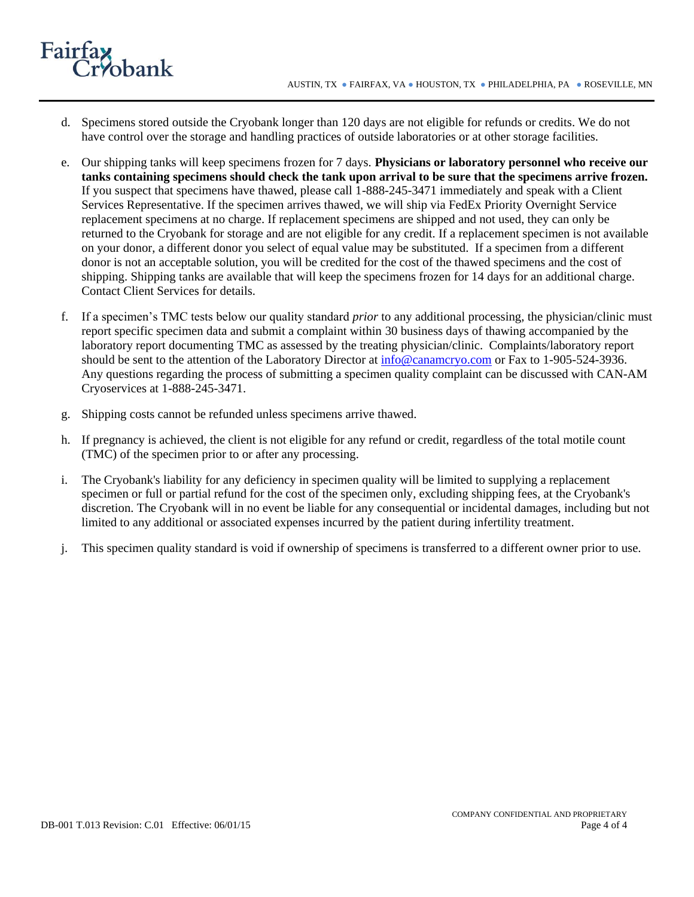d. Specimens stored outside the Cryobank longer than 120 days are not eligible for refunds or credits. We do not have control over the storage and handling practices of outside laboratories or at other storage facilities.

e. Our shipping tanks will keep specimens frozen for 7 days. **Physicians or laboratory personnel who receive our tanks containing specimens should check the tank upon arrival to be sure that the specimens arrive frozen.** If you suspect that specimens have thawed, please call 1-888-245-3471 immediately and speak with a Client Services Representative. If the specimen arrives thawed, we will ship via FedEx Priority Overnight Service replacement specimens at no charge. If replacement specimens are shipped and not used, they can only be returned to the Cryobank for storage and are not eligible for any credit. If a replacement specimen is not available on your donor, a different donor you select of equal value may be substituted. If a specimen from a different donor is not an acceptable solution, you will be credited for the cost of the thawed specimens and the cost of shipping. Shipping tanks are available that will keep the specimens frozen for 14 days for an additional charge. Contact Client Services for details.

f. If a specimen's TMC tests below our quality standard *prior* to any additional processing, the physician/clinic must report specific specimen data and submit a complaint within 30 business days of thawing accompanied by the laboratory report documenting TMC as assessed by the treating physician/clinic. Complaints/laboratory report should be sent to the attention of the Laboratory Director at info@canamcryo.com or Fax to 1-905-524-3936. Any questions regarding the process of submitting a specimen quality complaint can be discussed with CAN-AM Cryoservices at 1-888-245-3471.

g. Shipping costs cannot be refunded unless specimens arrive thawed.

h. If pregnancy is achieved, the client is not eligible for any refund or credit, regardless of the total motile count (TMC) of the specimen prior to or after any processing.

i. The Cryobank's liability for any deficiency in specimen quality will be limited to supplying a replacement specimen or full or partial refund for the cost of the specimen only, excluding shipping fees, at the Cryobank's discretion. The Cryobank will in no event be liable for any consequential or incidental damages, including but not limited to any additional or associated expenses incurred by the patient during infertility treatment.

j. This specimen quality standard is void if ownership of specimens is transferred to a different owner prior to use.